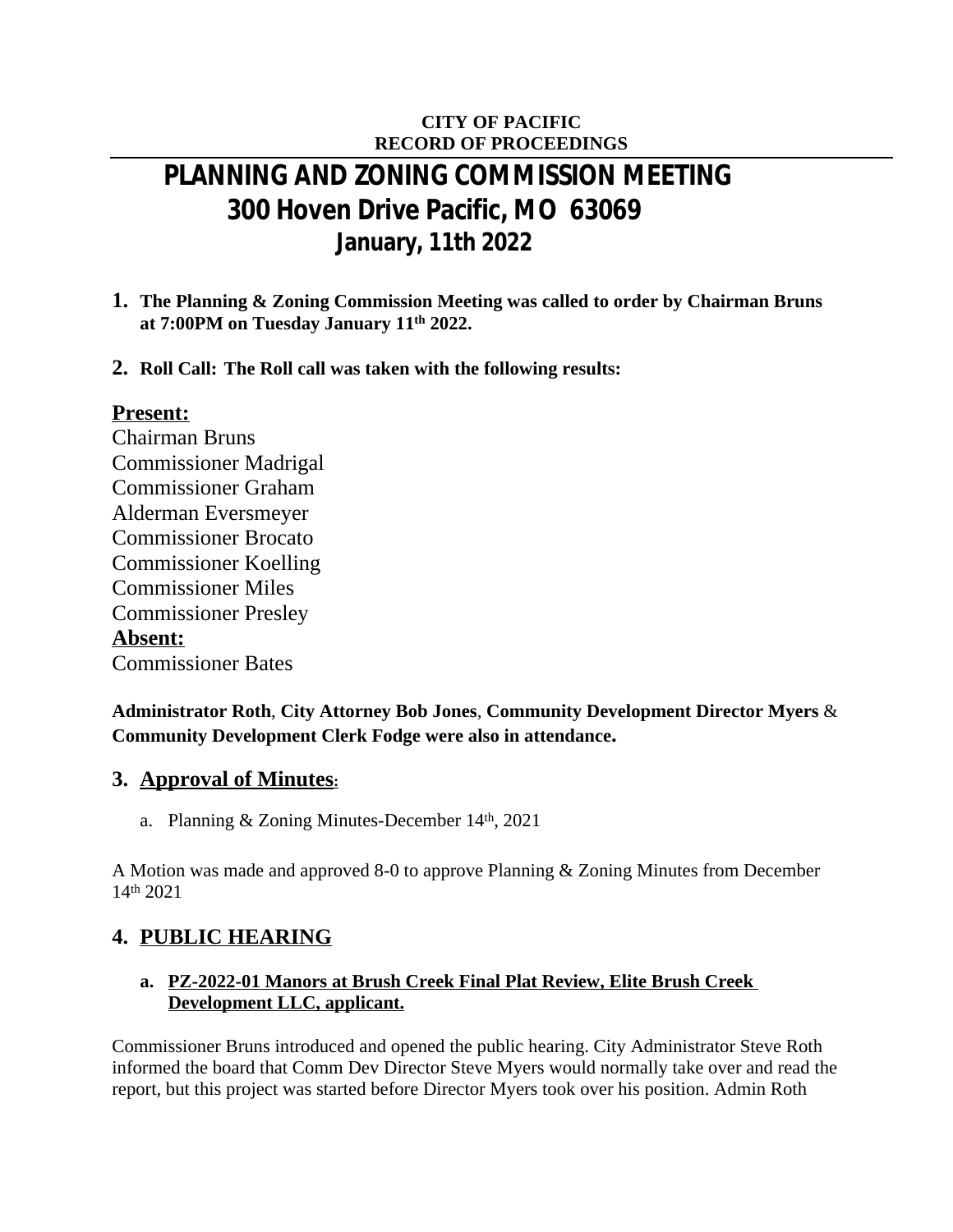**CITY OF PACIFIC**
**RECORD OF PROCEEDINGS**

# PLANNING AND ZONING COMMISSION MEETING
# 300 Hoven Drive Pacific, MO 63069
## January, 11th 2022

1. **The Planning & Zoning Commission Meeting was called to order by Chairman Bruns at 7:00PM on Tuesday January 11th 2022.**

2. **Roll Call: The Roll call was taken with the following results:**

**Present:**

Chairman Bruns
Commissioner Madrigal
Commissioner Graham
Alderman Eversmeyer
Commissioner Brocato
Commissioner Koelling
Commissioner Miles
Commissioner Presley

**Absent:**

Commissioner Bates

**Administrator Roth**, **City Attorney Bob Jones**, **Community Development Director Myers** & **Community Development Clerk Fodge were also in attendance.**

## 3. Approval of Minutes:

a. Planning & Zoning Minutes-December 14th, 2021

A Motion was made and approved 8-0 to approve Planning & Zoning Minutes from December 14th 2021

## 4. PUBLIC HEARING

**a. PZ-2022-01 Manors at Brush Creek Final Plat Review, Elite Brush Creek Development LLC, applicant.**

Commissioner Bruns introduced and opened the public hearing. City Administrator Steve Roth informed the board that Comm Dev Director Steve Myers would normally take over and read the report, but this project was started before Director Myers took over his position. Admin Roth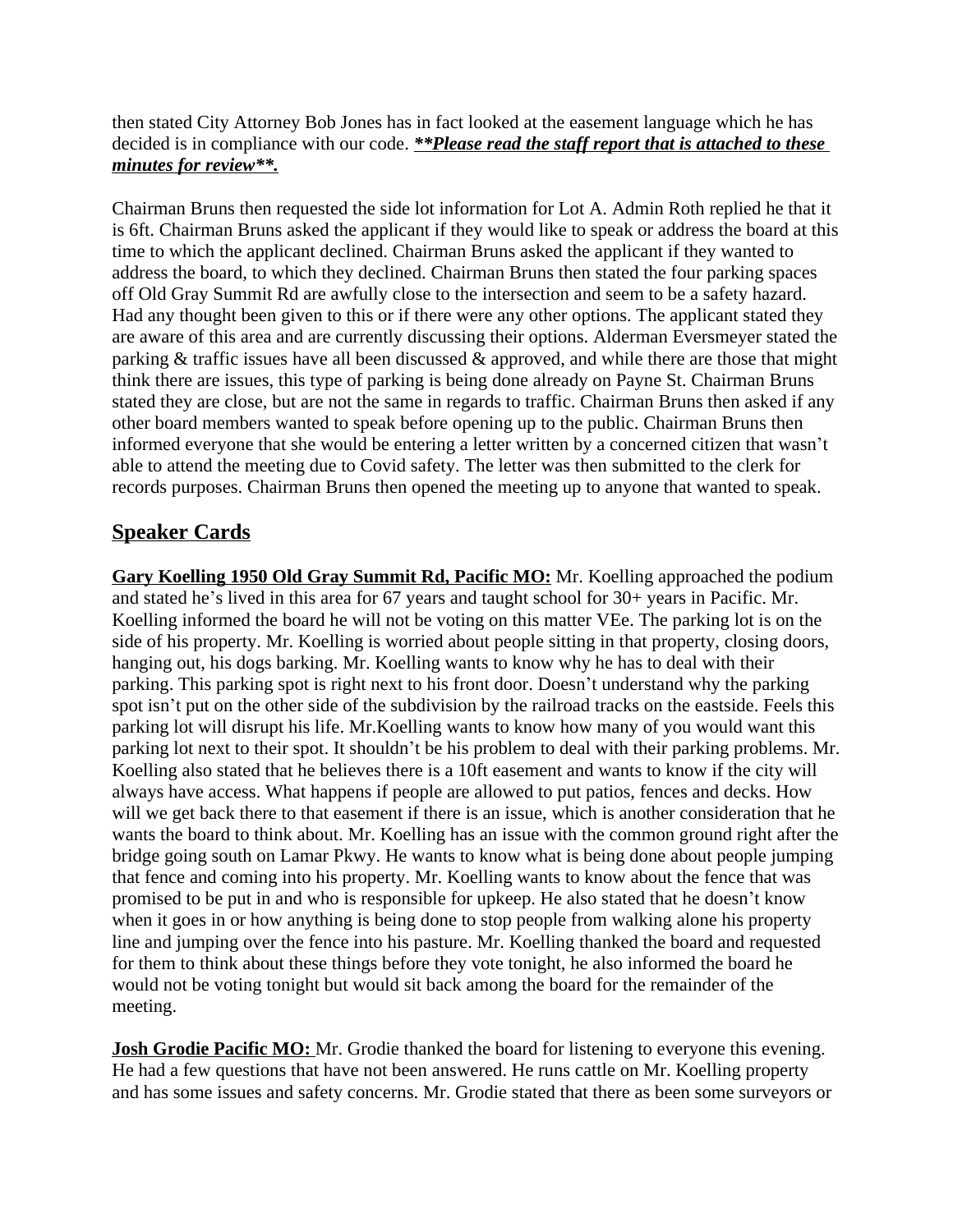then stated City Attorney Bob Jones has in fact looked at the easement language which he has decided is in compliance with our code. ***\*\*Please read the staff report that is attached to these minutes for review\*\*.***

Chairman Bruns then requested the side lot information for Lot A. Admin Roth replied he that it is 6ft. Chairman Bruns asked the applicant if they would like to speak or address the board at this time to which the applicant declined. Chairman Bruns asked the applicant if they wanted to address the board, to which they declined. Chairman Bruns then stated the four parking spaces off Old Gray Summit Rd are awfully close to the intersection and seem to be a safety hazard. Had any thought been given to this or if there were any other options. The applicant stated they are aware of this area and are currently discussing their options. Alderman Eversmeyer stated the parking & traffic issues have all been discussed & approved, and while there are those that might think there are issues, this type of parking is being done already on Payne St. Chairman Bruns stated they are close, but are not the same in regards to traffic. Chairman Bruns then asked if any other board members wanted to speak before opening up to the public. Chairman Bruns then informed everyone that she would be entering a letter written by a concerned citizen that wasn't able to attend the meeting due to Covid safety. The letter was then submitted to the clerk for records purposes. Chairman Bruns then opened the meeting up to anyone that wanted to speak.

## Speaker Cards

**Gary Koelling 1950 Old Gray Summit Rd, Pacific MO:** Mr. Koelling approached the podium and stated he's lived in this area for 67 years and taught school for 30+ years in Pacific. Mr. Koelling informed the board he will not be voting on this matter VEe. The parking lot is on the side of his property. Mr. Koelling is worried about people sitting in that property, closing doors, hanging out, his dogs barking. Mr. Koelling wants to know why he has to deal with their parking. This parking spot is right next to his front door. Doesn't understand why the parking spot isn't put on the other side of the subdivision by the railroad tracks on the eastside. Feels this parking lot will disrupt his life. Mr.Koelling wants to know how many of you would want this parking lot next to their spot. It shouldn't be his problem to deal with their parking problems. Mr. Koelling also stated that he believes there is a 10ft easement and wants to know if the city will always have access. What happens if people are allowed to put patios, fences and decks. How will we get back there to that easement if there is an issue, which is another consideration that he wants the board to think about. Mr. Koelling has an issue with the common ground right after the bridge going south on Lamar Pkwy. He wants to know what is being done about people jumping that fence and coming into his property. Mr. Koelling wants to know about the fence that was promised to be put in and who is responsible for upkeep. He also stated that he doesn't know when it goes in or how anything is being done to stop people from walking alone his property line and jumping over the fence into his pasture. Mr. Koelling thanked the board and requested for them to think about these things before they vote tonight, he also informed the board he would not be voting tonight but would sit back among the board for the remainder of the meeting.

**Josh Grodie Pacific MO:** Mr. Grodie thanked the board for listening to everyone this evening. He had a few questions that have not been answered. He runs cattle on Mr. Koelling property and has some issues and safety concerns. Mr. Grodie stated that there as been some surveyors or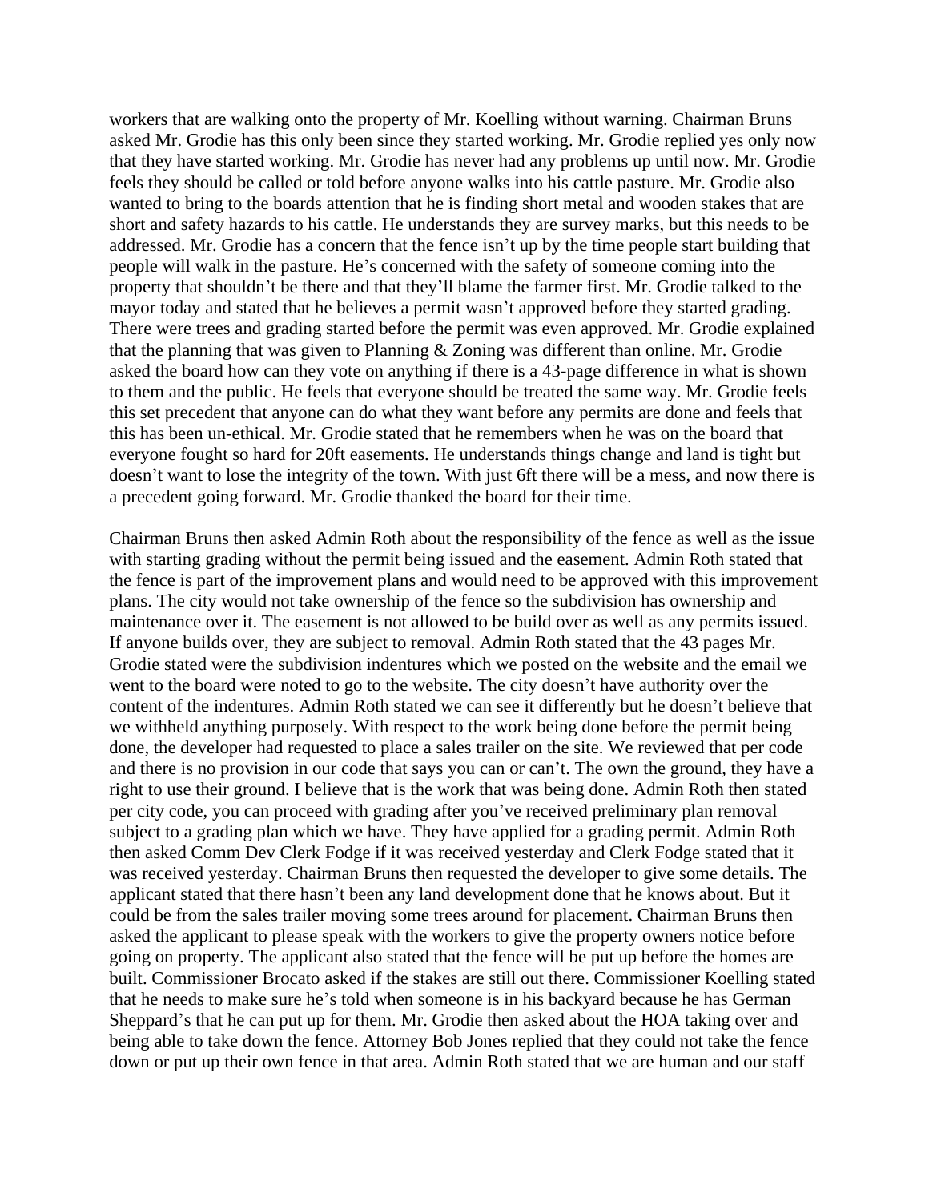workers that are walking onto the property of Mr. Koelling without warning. Chairman Bruns asked Mr. Grodie has this only been since they started working. Mr. Grodie replied yes only now that they have started working. Mr. Grodie has never had any problems up until now. Mr. Grodie feels they should be called or told before anyone walks into his cattle pasture. Mr. Grodie also wanted to bring to the boards attention that he is finding short metal and wooden stakes that are short and safety hazards to his cattle. He understands they are survey marks, but this needs to be addressed. Mr. Grodie has a concern that the fence isn't up by the time people start building that people will walk in the pasture. He's concerned with the safety of someone coming into the property that shouldn't be there and that they'll blame the farmer first. Mr. Grodie talked to the mayor today and stated that he believes a permit wasn't approved before they started grading. There were trees and grading started before the permit was even approved. Mr. Grodie explained that the planning that was given to Planning & Zoning was different than online. Mr. Grodie asked the board how can they vote on anything if there is a 43-page difference in what is shown to them and the public. He feels that everyone should be treated the same way. Mr. Grodie feels this set precedent that anyone can do what they want before any permits are done and feels that this has been un-ethical. Mr. Grodie stated that he remembers when he was on the board that everyone fought so hard for 20ft easements. He understands things change and land is tight but doesn't want to lose the integrity of the town. With just 6ft there will be a mess, and now there is a precedent going forward. Mr. Grodie thanked the board for their time.

Chairman Bruns then asked Admin Roth about the responsibility of the fence as well as the issue with starting grading without the permit being issued and the easement. Admin Roth stated that the fence is part of the improvement plans and would need to be approved with this improvement plans. The city would not take ownership of the fence so the subdivision has ownership and maintenance over it. The easement is not allowed to be build over as well as any permits issued. If anyone builds over, they are subject to removal. Admin Roth stated that the 43 pages Mr. Grodie stated were the subdivision indentures which we posted on the website and the email we went to the board were noted to go to the website. The city doesn't have authority over the content of the indentures. Admin Roth stated we can see it differently but he doesn't believe that we withheld anything purposely. With respect to the work being done before the permit being done, the developer had requested to place a sales trailer on the site. We reviewed that per code and there is no provision in our code that says you can or can't. The own the ground, they have a right to use their ground. I believe that is the work that was being done. Admin Roth then stated per city code, you can proceed with grading after you've received preliminary plan removal subject to a grading plan which we have. They have applied for a grading permit. Admin Roth then asked Comm Dev Clerk Fodge if it was received yesterday and Clerk Fodge stated that it was received yesterday. Chairman Bruns then requested the developer to give some details. The applicant stated that there hasn't been any land development done that he knows about. But it could be from the sales trailer moving some trees around for placement. Chairman Bruns then asked the applicant to please speak with the workers to give the property owners notice before going on property. The applicant also stated that the fence will be put up before the homes are built. Commissioner Brocato asked if the stakes are still out there. Commissioner Koelling stated that he needs to make sure he's told when someone is in his backyard because he has German Sheppard's that he can put up for them. Mr. Grodie then asked about the HOA taking over and being able to take down the fence. Attorney Bob Jones replied that they could not take the fence down or put up their own fence in that area. Admin Roth stated that we are human and our staff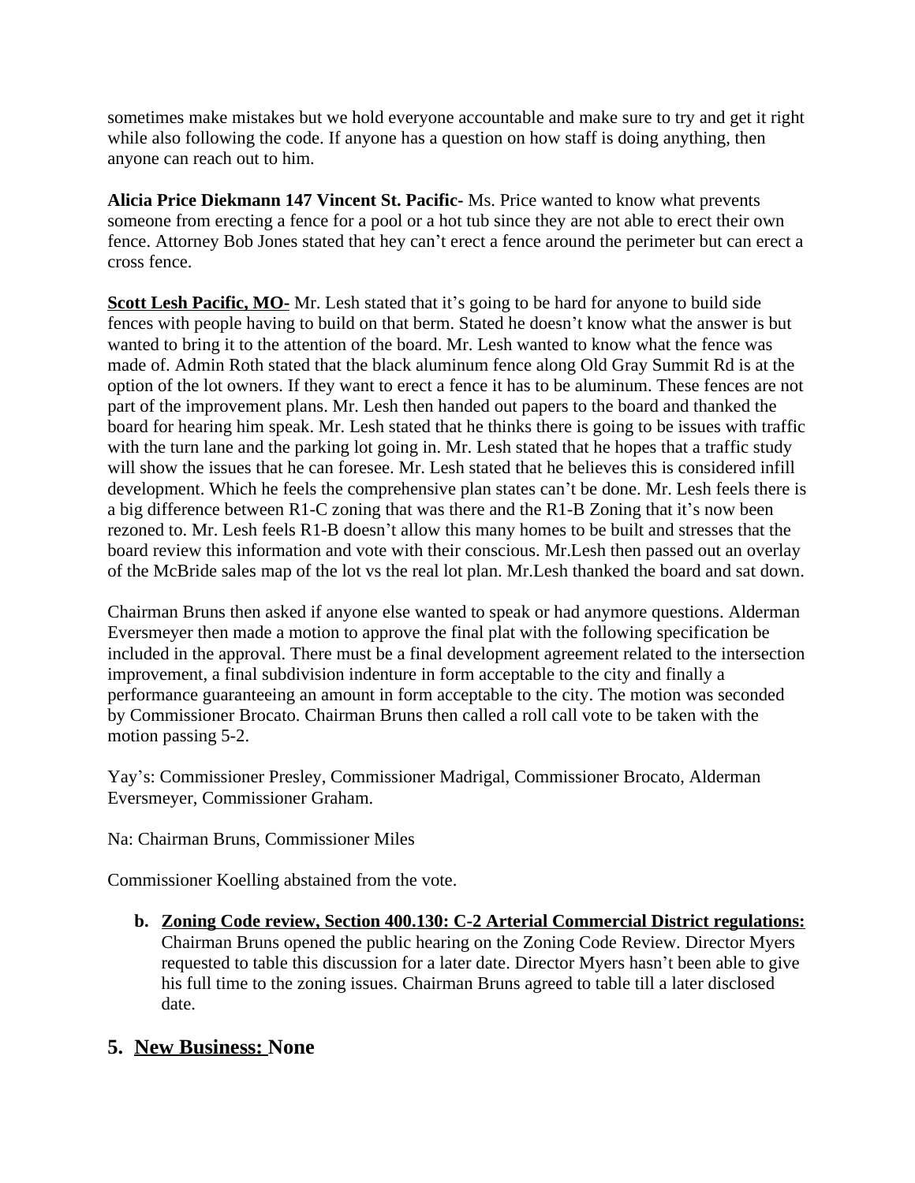sometimes make mistakes but we hold everyone accountable and make sure to try and get it right while also following the code. If anyone has a question on how staff is doing anything, then anyone can reach out to him.

**Alicia Price Diekmann 147 Vincent St. Pacific-** Ms. Price wanted to know what prevents someone from erecting a fence for a pool or a hot tub since they are not able to erect their own fence. Attorney Bob Jones stated that hey can't erect a fence around the perimeter but can erect a cross fence.

**<u>Scott Lesh Pacific, MO-</u>** Mr. Lesh stated that it's going to be hard for anyone to build side fences with people having to build on that berm. Stated he doesn't know what the answer is but wanted to bring it to the attention of the board. Mr. Lesh wanted to know what the fence was made of. Admin Roth stated that the black aluminum fence along Old Gray Summit Rd is at the option of the lot owners. If they want to erect a fence it has to be aluminum. These fences are not part of the improvement plans. Mr. Lesh then handed out papers to the board and thanked the board for hearing him speak. Mr. Lesh stated that he thinks there is going to be issues with traffic with the turn lane and the parking lot going in. Mr. Lesh stated that he hopes that a traffic study will show the issues that he can foresee. Mr. Lesh stated that he believes this is considered infill development. Which he feels the comprehensive plan states can't be done. Mr. Lesh feels there is a big difference between R1-C zoning that was there and the R1-B Zoning that it's now been rezoned to. Mr. Lesh feels R1-B doesn't allow this many homes to be built and stresses that the board review this information and vote with their conscious. Mr.Lesh then passed out an overlay of the McBride sales map of the lot vs the real lot plan. Mr.Lesh thanked the board and sat down.

Chairman Bruns then asked if anyone else wanted to speak or had anymore questions. Alderman Eversmeyer then made a motion to approve the final plat with the following specification be included in the approval. There must be a final development agreement related to the intersection improvement, a final subdivision indenture in form acceptable to the city and finally a performance guaranteeing an amount in form acceptable to the city. The motion was seconded by Commissioner Brocato. Chairman Bruns then called a roll call vote to be taken with the motion passing 5-2.

Yay's: Commissioner Presley, Commissioner Madrigal, Commissioner Brocato, Alderman Eversmeyer, Commissioner Graham.

Na: Chairman Bruns, Commissioner Miles

Commissioner Koelling abstained from the vote.

**b. <u>Zoning Code review, Section 400.130: C-2 Arterial Commercial District regulations:</u>** Chairman Bruns opened the public hearing on the Zoning Code Review. Director Myers requested to table this discussion for a later date. Director Myers hasn't been able to give his full time to the zoning issues. Chairman Bruns agreed to table till a later disclosed date.

## 5. <u>New Business:</u> None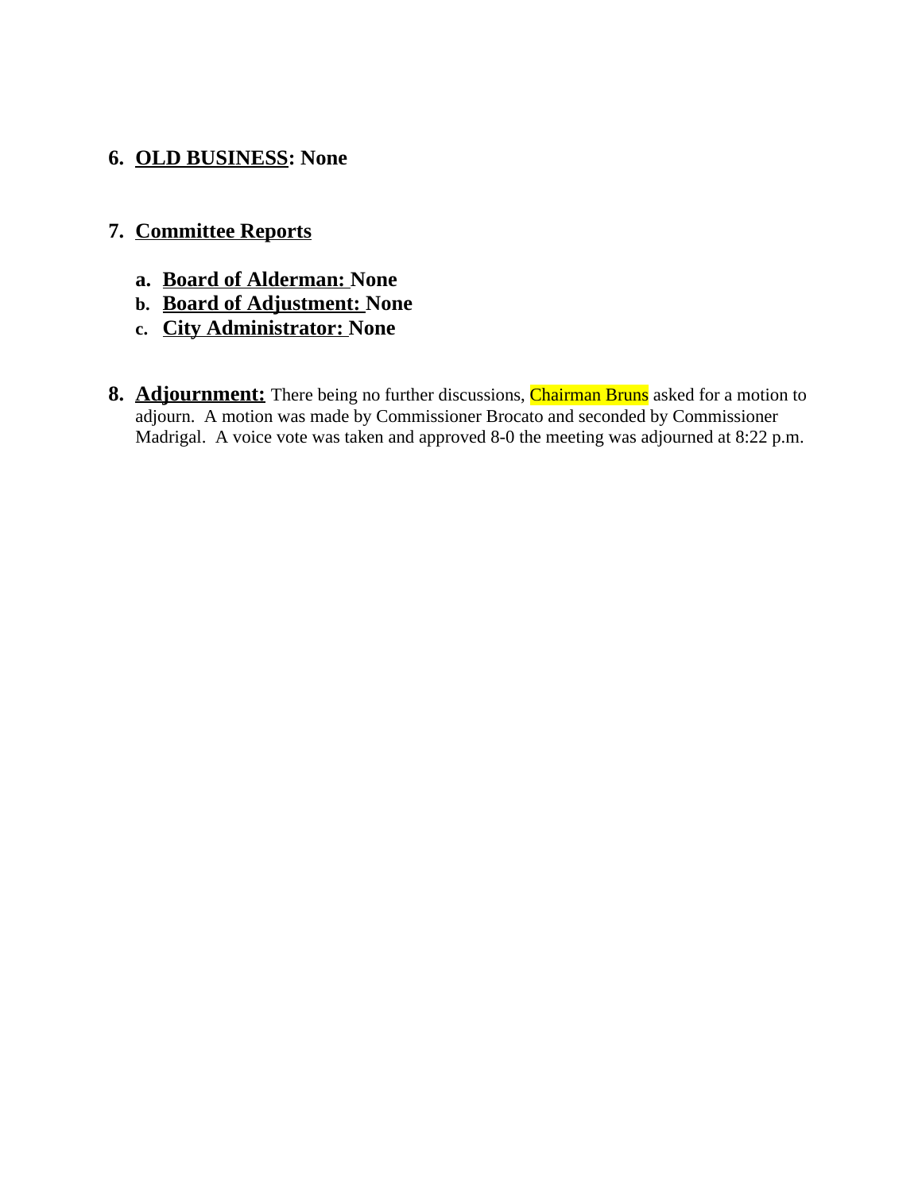6. **OLD BUSINESS: None**

7. **Committee Reports**

   a. **Board of Alderman: None**
   b. **Board of Adjustment: None**
   c. **City Administrator: None**

8. **Adjournment:** There being no further discussions, Chairman Bruns asked for a motion to adjourn. A motion was made by Commissioner Brocato and seconded by Commissioner Madrigal. A voice vote was taken and approved 8-0 the meeting was adjourned at 8:22 p.m.